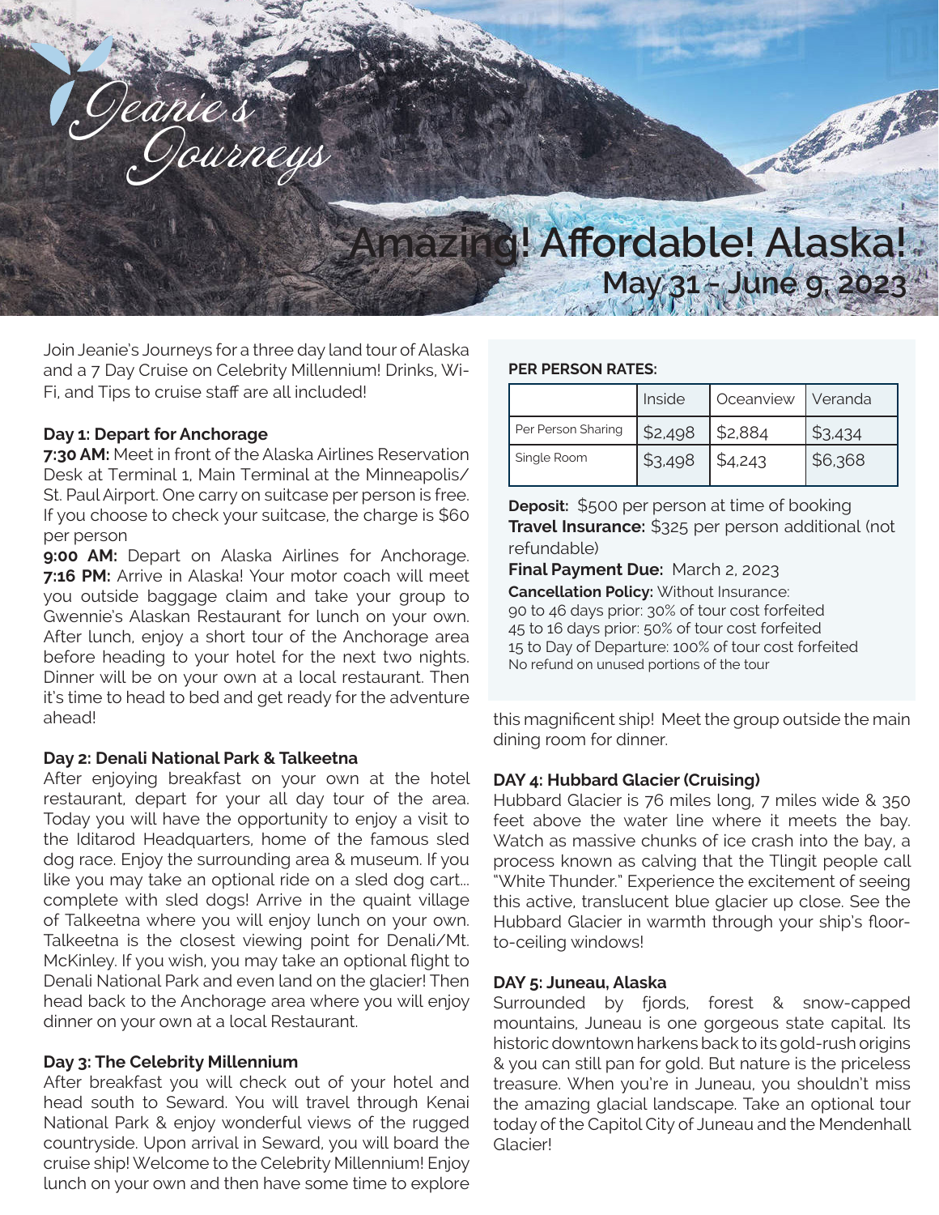Jeanie's Journeys

# Amazing! Affordable! Alaska!

## May 31 - June 9, 2023

Join Jeanie's Journeys for a three day land tour of Alaska and a 7 Day Cruise on Celebrity Millennium! Drinks, Wi-Fi, and Tips to cruise staff are all included!

**Day 1: Depart for Anchorage**

**7:30 AM:** Meet in front of the Alaska Airlines Reservation Desk at Terminal 1, Main Terminal at the Minneapolis/St. Paul Airport. One carry on suitcase per person is free. If you choose to check your suitcase, the charge is $60 per person

**9:00 AM:** Depart on Alaska Airlines for Anchorage. **7:16 PM:** Arrive in Alaska! Your motor coach will meet you outside baggage claim and take your group to Gwennie's Alaskan Restaurant for lunch on your own. After lunch, enjoy a short tour of the Anchorage area before heading to your hotel for the next two nights. Dinner will be on your own at a local restaurant. Then it's time to head to bed and get ready for the adventure ahead!

**Day 2: Denali National Park & Talkeetna**

After enjoying breakfast on your own at the hotel restaurant, depart for your all day tour of the area. Today you will have the opportunity to enjoy a visit to the Iditarod Headquarters, home of the famous sled dog race. Enjoy the surrounding area & museum. If you like you may take an optional ride on a sled dog cart... complete with sled dogs! Arrive in the quaint village of Talkeetna where you will enjoy lunch on your own. Talkeetna is the closest viewing point for Denali/Mt. McKinley. If you wish, you may take an optional flight to Denali National Park and even land on the glacier! Then head back to the Anchorage area where you will enjoy dinner on your own at a local Restaurant.

**Day 3: The Celebrity Millennium**

After breakfast you will check out of your hotel and head south to Seward. You will travel through Kenai National Park & enjoy wonderful views of the rugged countryside. Upon arrival in Seward, you will board the cruise ship! Welcome to the Celebrity Millennium! Enjoy lunch on your own and then have some time to explore this magnificent ship! Meet the group outside the main dining room for dinner.

**PER PERSON RATES:**

| | Inside | Oceanview | Veranda |
|---|---|---|---|
| Per Person Sharing | $2,498 | $2,884 | $3,434 |
| Single Room | $3,498 | $4,243 | $6,368 |

**Deposit:** $500 per person at time of booking
**Travel Insurance:** $325 per person additional (not refundable)
**Final Payment Due:** March 2, 2023
**Cancellation Policy:** Without Insurance:
90 to 46 days prior: 30% of tour cost forfeited
45 to 16 days prior: 50% of tour cost forfeited
15 to Day of Departure: 100% of tour cost forfeited
No refund on unused portions of the tour

**DAY 4: Hubbard Glacier (Cruising)**

Hubbard Glacier is 76 miles long, 7 miles wide & 350 feet above the water line where it meets the bay. Watch as massive chunks of ice crash into the bay, a process known as calving that the Tlingit people call "White Thunder." Experience the excitement of seeing this active, translucent blue glacier up close. See the Hubbard Glacier in warmth through your ship's floor-to-ceiling windows!

**DAY 5: Juneau, Alaska**

Surrounded by fjords, forest & snow-capped mountains, Juneau is one gorgeous state capital. Its historic downtown harkens back to its gold-rush origins & you can still pan for gold. But nature is the priceless treasure. When you're in Juneau, you shouldn't miss the amazing glacial landscape. Take an optional tour today of the Capitol City of Juneau and the Mendenhall Glacier!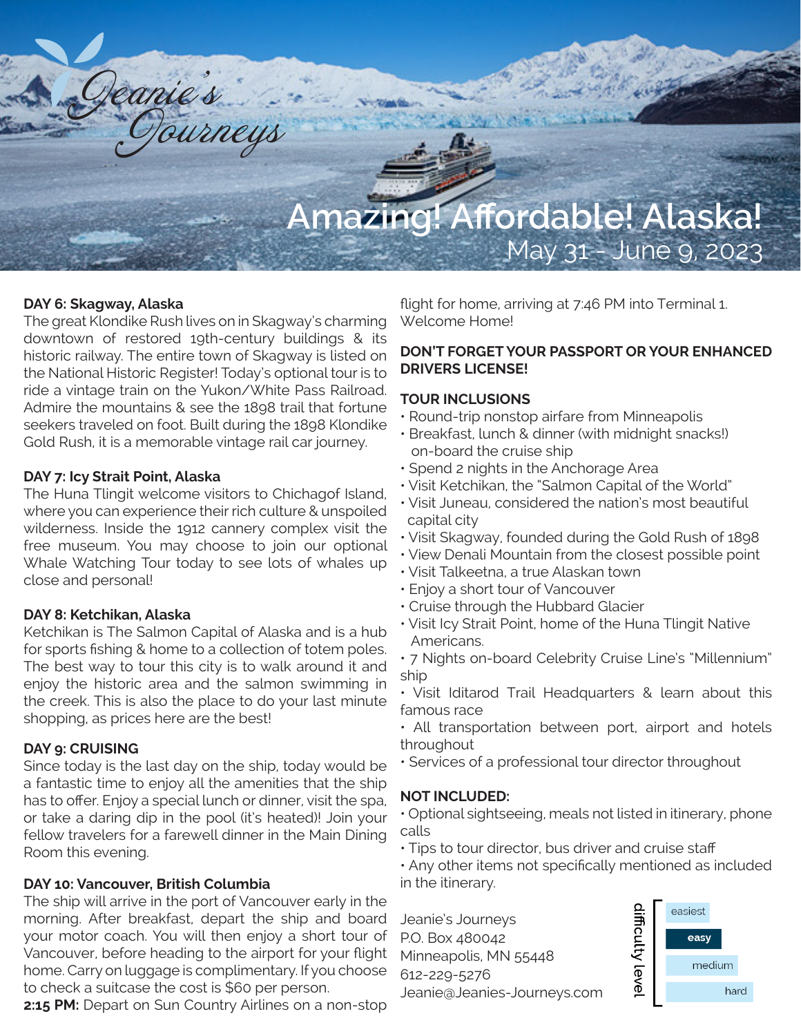Jeanie's Journeys

# Amazing! Affordable! Alaska!

May 31 - June 9, 2023

### DAY 6: Skagway, Alaska

The great Klondike Rush lives on in Skagway's charming downtown of restored 19th-century buildings & its historic railway. The entire town of Skagway is listed on the National Historic Register! Today's optional tour is to ride a vintage train on the Yukon/White Pass Railroad. Admire the mountains & see the 1898 trail that fortune seekers traveled on foot. Built during the 1898 Klondike Gold Rush, it is a memorable vintage rail car journey.

### DAY 7: Icy Strait Point, Alaska

The Huna Tlingit welcome visitors to Chichagof Island, where you can experience their rich culture & unspoiled wilderness. Inside the 1912 cannery complex visit the free museum. You may choose to join our optional Whale Watching Tour today to see lots of whales up close and personal!

### DAY 8: Ketchikan, Alaska

Ketchikan is The Salmon Capital of Alaska and is a hub for sports fishing & home to a collection of totem poles. The best way to tour this city is to walk around it and enjoy the historic area and the salmon swimming in the creek. This is also the place to do your last minute shopping, as prices here are the best!

### DAY 9: CRUISING

Since today is the last day on the ship, today would be a fantastic time to enjoy all the amenities that the ship has to offer. Enjoy a special lunch or dinner, visit the spa, or take a daring dip in the pool (it's heated)! Join your fellow travelers for a farewell dinner in the Main Dining Room this evening.

### DAY 10: Vancouver, British Columbia

The ship will arrive in the port of Vancouver early in the morning. After breakfast, depart the ship and board your motor coach. You will then enjoy a short tour of Vancouver, before heading to the airport for your flight home. Carry on luggage is complimentary. If you choose to check a suitcase the cost is $60 per person.

**2:15 PM:** Depart on Sun Country Airlines on a non-stop flight for home, arriving at 7:46 PM into Terminal 1. Welcome Home!

**DON'T FORGET YOUR PASSPORT OR YOUR ENHANCED DRIVERS LICENSE!**

### TOUR INCLUSIONS

- Round-trip nonstop airfare from Minneapolis
- Breakfast, lunch & dinner (with midnight snacks!) on-board the cruise ship
- Spend 2 nights in the Anchorage Area
- Visit Ketchikan, the "Salmon Capital of the World"
- Visit Juneau, considered the nation's most beautiful capital city
- Visit Skagway, founded during the Gold Rush of 1898
- View Denali Mountain from the closest possible point
- Visit Talkeetna, a true Alaskan town
- Enjoy a short tour of Vancouver
- Cruise through the Hubbard Glacier
- Visit Icy Strait Point, home of the Huna Tlingit Native Americans.
- 7 Nights on-board Celebrity Cruise Line's "Millennium" ship
- Visit Iditarod Trail Headquarters & learn about this famous race
- All transportation between port, airport and hotels throughout
- Services of a professional tour director throughout

### NOT INCLUDED:

- Optional sightseeing, meals not listed in itinerary, phone calls
- Tips to tour director, bus driver and cruise staff
- Any other items not specifically mentioned as included in the itinerary.

Jeanie's Journeys
P.O. Box 480042
Minneapolis, MN 55448
612-229-5276
Jeanie@Jeanies-Journeys.com

difficulty level
easiest
**easy**
medium
hard